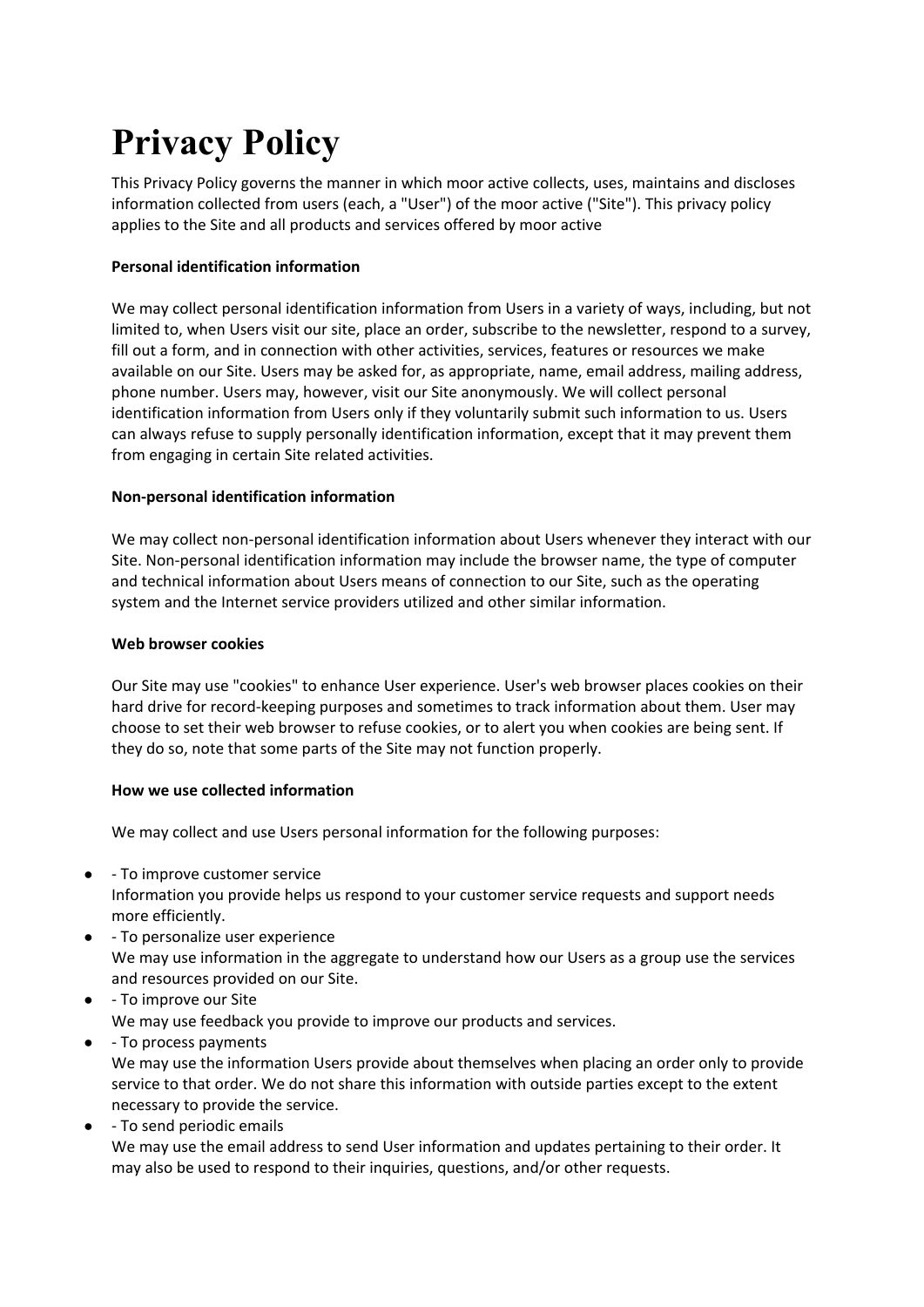# Privacy Policy

This Privacy Policy governs the manner in which moor active collects, uses, maintains and discloses information collected from users (each, a "User") of the moor active ("Site"). This privacy policy applies to the Site and all products and services offered by moor active

**Personal identification information**

We may collect personal identification information from Users in a variety of ways, including, but not limited to, when Users visit our site, place an order, subscribe to the newsletter, respond to a survey, fill out a form, and in connection with other activities, services, features or resources we make available on our Site. Users may be asked for, as appropriate, name, email address, mailing address, phone number. Users may, however, visit our Site anonymously. We will collect personal identification information from Users only if they voluntarily submit such information to us. Users can always refuse to supply personally identification information, except that it may prevent them from engaging in certain Site related activities.

**Non-personal identification information**

We may collect non-personal identification information about Users whenever they interact with our Site. Non-personal identification information may include the browser name, the type of computer and technical information about Users means of connection to our Site, such as the operating system and the Internet service providers utilized and other similar information.

**Web browser cookies**

Our Site may use "cookies" to enhance User experience. User's web browser places cookies on their hard drive for record-keeping purposes and sometimes to track information about them. User may choose to set their web browser to refuse cookies, or to alert you when cookies are being sent. If they do so, note that some parts of the Site may not function properly.

**How we use collected information**

We may collect and use Users personal information for the following purposes:

- - To improve customer service
  Information you provide helps us respond to your customer service requests and support needs more efficiently.
- - To personalize user experience
  We may use information in the aggregate to understand how our Users as a group use the services and resources provided on our Site.
- - To improve our Site
  We may use feedback you provide to improve our products and services.
- - To process payments
  We may use the information Users provide about themselves when placing an order only to provide service to that order. We do not share this information with outside parties except to the extent necessary to provide the service.
- - To send periodic emails
  We may use the email address to send User information and updates pertaining to their order. It may also be used to respond to their inquiries, questions, and/or other requests.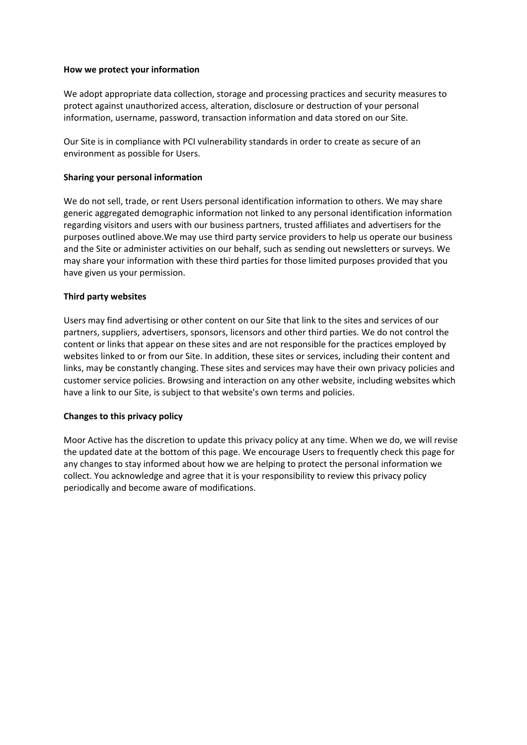**How we protect your information**

We adopt appropriate data collection, storage and processing practices and security measures to protect against unauthorized access, alteration, disclosure or destruction of your personal information, username, password, transaction information and data stored on our Site.

Our Site is in compliance with PCI vulnerability standards in order to create as secure of an environment as possible for Users.

**Sharing your personal information**

We do not sell, trade, or rent Users personal identification information to others. We may share generic aggregated demographic information not linked to any personal identification information regarding visitors and users with our business partners, trusted affiliates and advertisers for the purposes outlined above.We may use third party service providers to help us operate our business and the Site or administer activities on our behalf, such as sending out newsletters or surveys. We may share your information with these third parties for those limited purposes provided that you have given us your permission.

**Third party websites**

Users may find advertising or other content on our Site that link to the sites and services of our partners, suppliers, advertisers, sponsors, licensors and other third parties. We do not control the content or links that appear on these sites and are not responsible for the practices employed by websites linked to or from our Site. In addition, these sites or services, including their content and links, may be constantly changing. These sites and services may have their own privacy policies and customer service policies. Browsing and interaction on any other website, including websites which have a link to our Site, is subject to that website's own terms and policies.

**Changes to this privacy policy**

Moor Active has the discretion to update this privacy policy at any time. When we do, we will revise the updated date at the bottom of this page. We encourage Users to frequently check this page for any changes to stay informed about how we are helping to protect the personal information we collect. You acknowledge and agree that it is your responsibility to review this privacy policy periodically and become aware of modifications.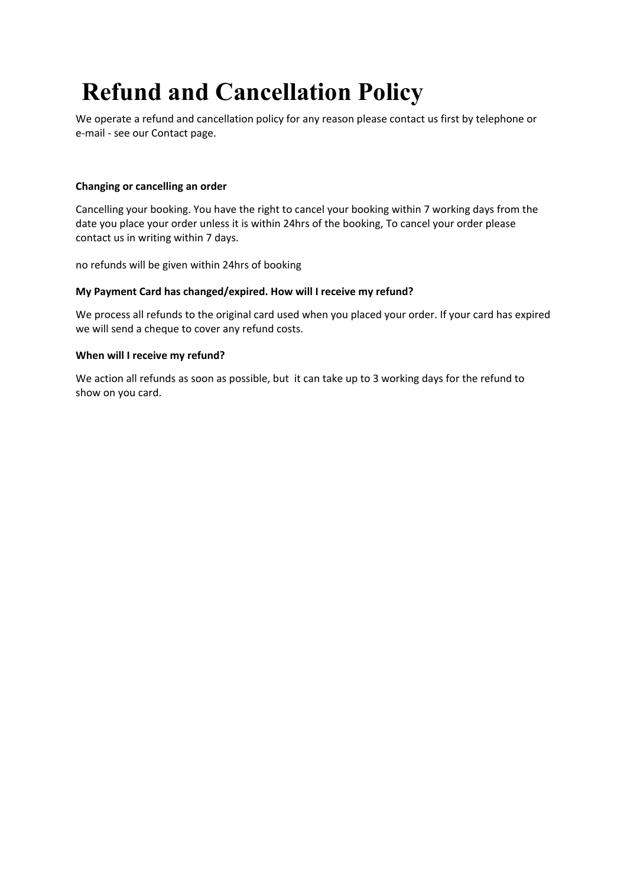# Refund and Cancellation Policy

We operate a refund and cancellation policy for any reason please contact us first by telephone or e-mail - see our Contact page.

**Changing or cancelling an order**

Cancelling your booking. You have the right to cancel your booking within 7 working days from the date you place your order unless it is within 24hrs of the booking, To cancel your order please contact us in writing within 7 days.

no refunds will be given within 24hrs of booking

**My Payment Card has changed/expired. How will I receive my refund?**

We process all refunds to the original card used when you placed your order. If your card has expired we will send a cheque to cover any refund costs.

**When will I receive my refund?**

We action all refunds as soon as possible, but it can take up to 3 working days for the refund to show on you card.